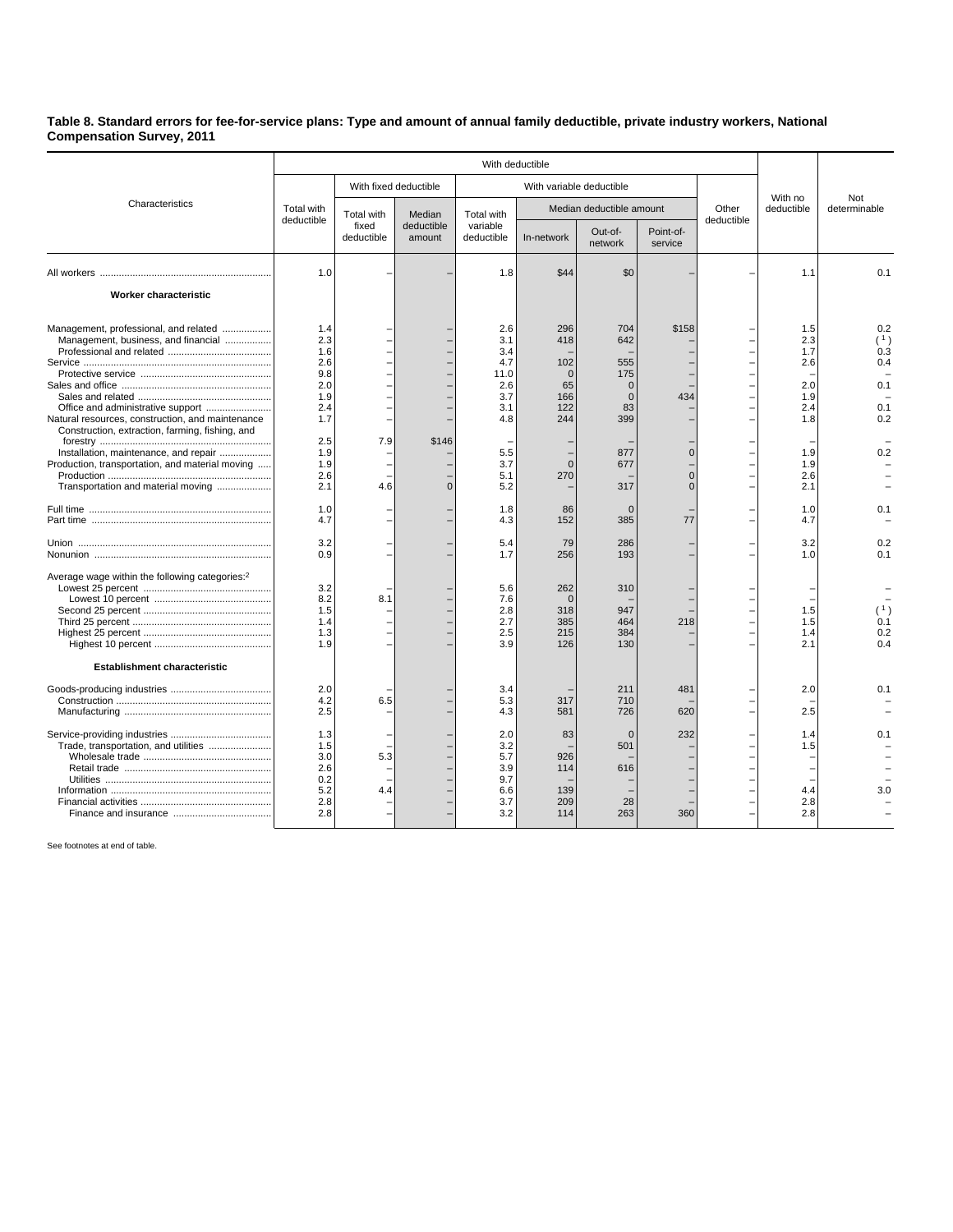**Table 8. Standard errors for fee-for-service plans: Type and amount of annual family deductible, private industry workers, National Compensation Survey, 2011**

| Characteristics | With deductible | | | | | | | | With no deductible | Not determinable |
|---|---|---|---|---|---|---|---|---|---|---|
| | Total with deductible | With fixed deductible | | With variable deductible | | | | Other deductible | | |
| | | Total with fixed deductible | Median deductible amount | Total with variable deductible | Median deductible amount | | | | | |
| | | | | | In-network | Out-of-network | Point-of-service | | | |
| All workers | 1.0 | – | – | 1.8 | $44 | $0 | – | – | 1.1 | 0.1 |
| **Worker characteristic** | | | | | | | | | | |
| Management, professional, and related | 1.4 | – | – | 2.6 | 296 | 704 | $158 | – | 1.5 | 0.2 |
| Management, business, and financial | 2.3 | – | – | 3.1 | 418 | 642 | – | – | 2.3 | (1) |
| Professional and related | 1.6 | – | – | 3.4 | – | – | – | – | 1.7 | 0.3 |
| Service | 2.6 | – | – | 4.7 | 102 | 555 | – | – | 2.6 | 0.4 |
| Protective service | 9.8 | – | – | 11.0 | 0 | 175 | – | – | – | – |
| Sales and office | 2.0 | – | – | 2.6 | 65 | 0 | – | – | 2.0 | 0.1 |
| Sales and related | 1.9 | – | – | 3.7 | 166 | 0 | 434 | – | 1.9 | – |
| Office and administrative support | 2.4 | – | – | 3.1 | 122 | 83 | – | – | 2.4 | 0.1 |
| Natural resources, construction, and maintenance | 1.7 | – | – | 4.8 | 244 | 399 | – | – | 1.8 | 0.2 |
| Construction, extraction, farming, fishing, and forestry | 2.5 | 7.9 | $146 | – | – | – | – | – | – | – |
| Installation, maintenance, and repair | 1.9 | – | – | 5.5 | – | 877 | 0 | – | 1.9 | 0.2 |
| Production, transportation, and material moving | 1.9 | – | – | 3.7 | 0 | 677 | – | – | 1.9 | – |
| Production | 2.6 | – | – | 5.1 | 270 | – | 0 | – | 2.6 | – |
| Transportation and material moving | 2.1 | 4.6 | 0 | 5.2 | – | 317 | 0 | – | 2.1 | – |
| Full time | 1.0 | – | – | 1.8 | 86 | 0 | – | – | 1.0 | 0.1 |
| Part time | 4.7 | – | – | 4.3 | 152 | 385 | 77 | – | 4.7 | – |
| Union | 3.2 | – | – | 5.4 | 79 | 286 | – | – | 3.2 | 0.2 |
| Nonunion | 0.9 | – | – | 1.7 | 256 | 193 | – | – | 1.0 | 0.1 |
| Average wage within the following categories:[2] | | | | | | | | | | |
| Lowest 25 percent | 3.2 | – | – | 5.6 | 262 | 310 | – | – | – | – |
| Lowest 10 percent | 8.2 | 8.1 | – | 7.6 | 0 | – | – | – | – | – |
| Second 25 percent | 1.5 | – | – | 2.8 | 318 | 947 | – | – | 1.5 | (1) |
| Third 25 percent | 1.4 | – | – | 2.7 | 385 | 464 | 218 | – | 1.5 | 0.1 |
| Highest 25 percent | 1.3 | – | – | 2.5 | 215 | 384 | – | – | 1.4 | 0.2 |
| Highest 10 percent | 1.9 | – | – | 3.9 | 126 | 130 | – | – | 2.1 | 0.4 |
| **Establishment characteristic** | | | | | | | | | | |
| Goods-producing industries | 2.0 | – | – | 3.4 | – | 211 | 481 | – | 2.0 | 0.1 |
| Construction | 4.2 | 6.5 | – | 5.3 | 317 | 710 | – | – | – | – |
| Manufacturing | 2.5 | – | – | 4.3 | 581 | 726 | 620 | – | 2.5 | – |
| Service-providing industries | 1.3 | – | – | 2.0 | 83 | 0 | 232 | – | 1.4 | 0.1 |
| Trade, transportation, and utilities | 1.5 | – | – | 3.2 | – | 501 | – | – | 1.5 | – |
| Wholesale trade | 3.0 | 5.3 | – | 5.7 | 926 | – | – | – | – | – |
| Retail trade | 2.6 | – | – | 3.9 | 114 | 616 | – | – | – | – |
| Utilities | 0.2 | – | – | 9.7 | – | – | – | – | – | – |
| Information | 5.2 | 4.4 | – | 6.6 | 139 | – | – | – | 4.4 | 3.0 |
| Financial activities | 2.8 | – | – | 3.7 | 209 | 28 | – | – | 2.8 | – |
| Finance and insurance | 2.8 | – | – | 3.2 | 114 | 263 | 360 | – | 2.8 | – |

See footnotes at end of table.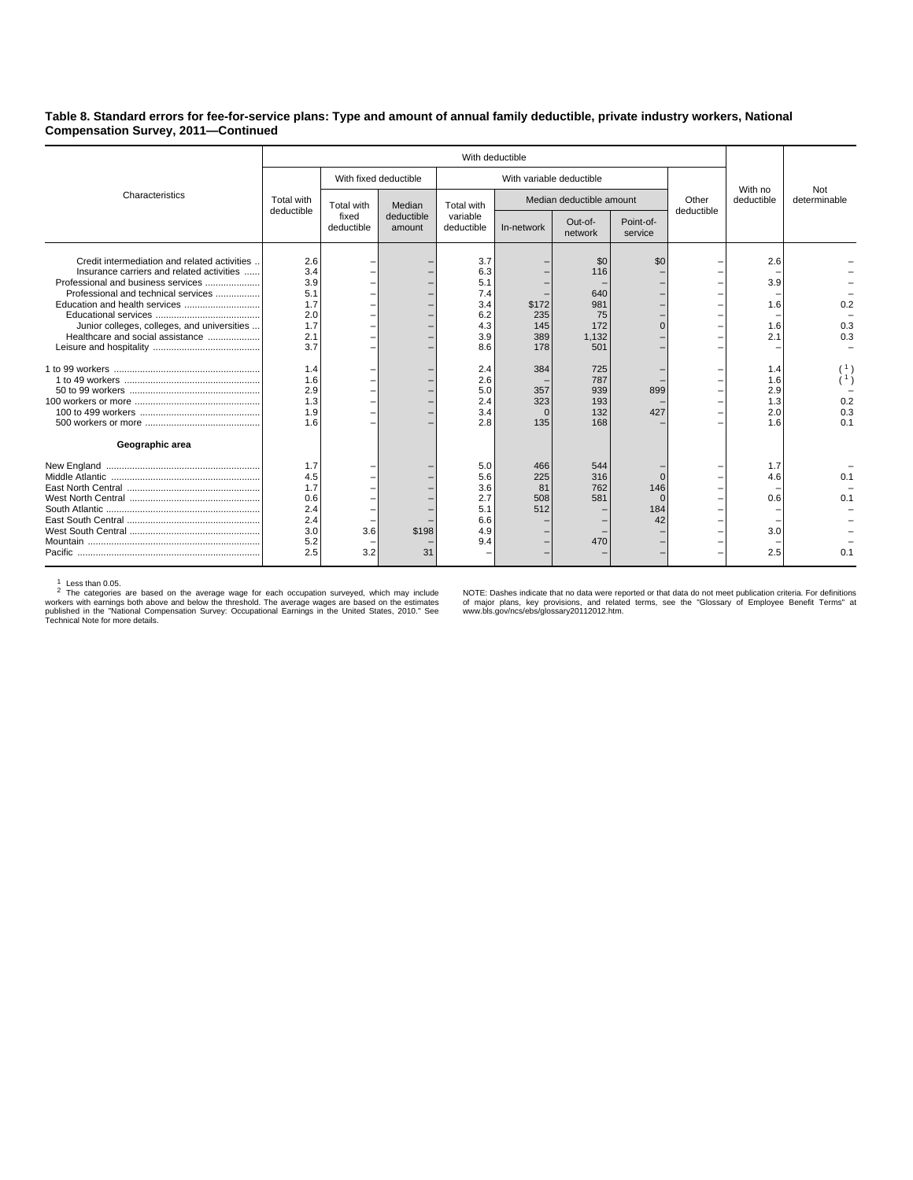**Table 8. Standard errors for fee-for-service plans: Type and amount of annual family deductible, private industry workers, National Compensation Survey, 2011—Continued**

| Characteristics | With deductible | | | | | | | | With no deductible | Not determinable |
|---|---|---|---|---|---|---|---|---|---|---|
| | Total with deductible | With fixed deductible | | With variable deductible | | | | Other deductible | | |
| | | Total with fixed deductible | Median deductible amount | Total with variable deductible | Median deductible amount | | | | | |
| | | | | | In-network | Out-of-network | Point-of-service | | | |
| Credit intermediation and related activities | 2.6 | – | – | 3.7 | – | $0 | $0 | – | 2.6 | – |
| Insurance carriers and related activities | 3.4 | – | – | 6.3 | – | 116 | – | – | – | – |
| Professional and business services | 3.9 | – | – | 5.1 | – | – | – | – | 3.9 | – |
| Professional and technical services | 5.1 | – | – | 7.4 | – | 640 | – | – | – | – |
| Education and health services | 1.7 | – | – | 3.4 | $172 | 981 | – | – | 1.6 | 0.2 |
| Educational services | 2.0 | – | – | 6.2 | 235 | 75 | – | – | – | – |
| Junior colleges, colleges, and universities | 1.7 | – | – | 4.3 | 145 | 172 | 0 | – | 1.6 | 0.3 |
| Healthcare and social assistance | 2.1 | – | – | 3.9 | 389 | 1,132 | – | – | 2.1 | 0.3 |
| Leisure and hospitality | 3.7 | – | – | 8.6 | 178 | 501 | – | – | – | – |
| 1 to 99 workers | 1.4 | – | – | 2.4 | 384 | 725 | – | – | 1.4 | ([1]) |
| 1 to 49 workers | 1.6 | – | – | 2.6 | – | 787 | – | – | 1.6 | ([1]) |
| 50 to 99 workers | 2.9 | – | – | 5.0 | 357 | 939 | 899 | – | 2.9 | – |
| 100 workers or more | 1.3 | – | – | 2.4 | 323 | 193 | – | – | 1.3 | 0.2 |
| 100 to 499 workers | 1.9 | – | – | 3.4 | 0 | 132 | 427 | – | 2.0 | 0.3 |
| 500 workers or more | 1.6 | – | – | 2.8 | 135 | 168 | – | – | 1.6 | 0.1 |
| **Geographic area** | | | | | | | | | | |
| New England | 1.7 | – | – | 5.0 | 466 | 544 | – | – | 1.7 | – |
| Middle Atlantic | 4.5 | – | – | 5.6 | 225 | 316 | 0 | – | 4.6 | 0.1 |
| East North Central | 1.7 | – | – | 3.6 | 81 | 762 | 146 | – | – | – |
| West North Central | 0.6 | – | – | 2.7 | 508 | 581 | 0 | – | 0.6 | 0.1 |
| South Atlantic | 2.4 | – | – | 5.1 | 512 | – | 184 | – | – | – |
| East South Central | 2.4 | – | – | 6.6 | – | – | 42 | – | – | – |
| West South Central | 3.0 | 3.6 | $198 | 4.9 | – | – | – | – | 3.0 | – |
| Mountain | 5.2 | – | – | 9.4 | – | 470 | – | – | – | – |
| Pacific | 2.5 | 3.2 | 31 | – | – | – | – | – | 2.5 | 0.1 |

[1] Less than 0.05.

[2] The categories are based on the average wage for each occupation surveyed, which may include workers with earnings both above and below the threshold. The average wages are based on the estimates published in the "National Compensation Survey: Occupational Earnings in the United States, 2010." See Technical Note for more details.

NOTE: Dashes indicate that no data were reported or that data do not meet publication criteria. For definitions of major plans, key provisions, and related terms, see the "Glossary of Employee Benefit Terms" at www.bls.gov/ncs/ebs/glossary20112012.htm.